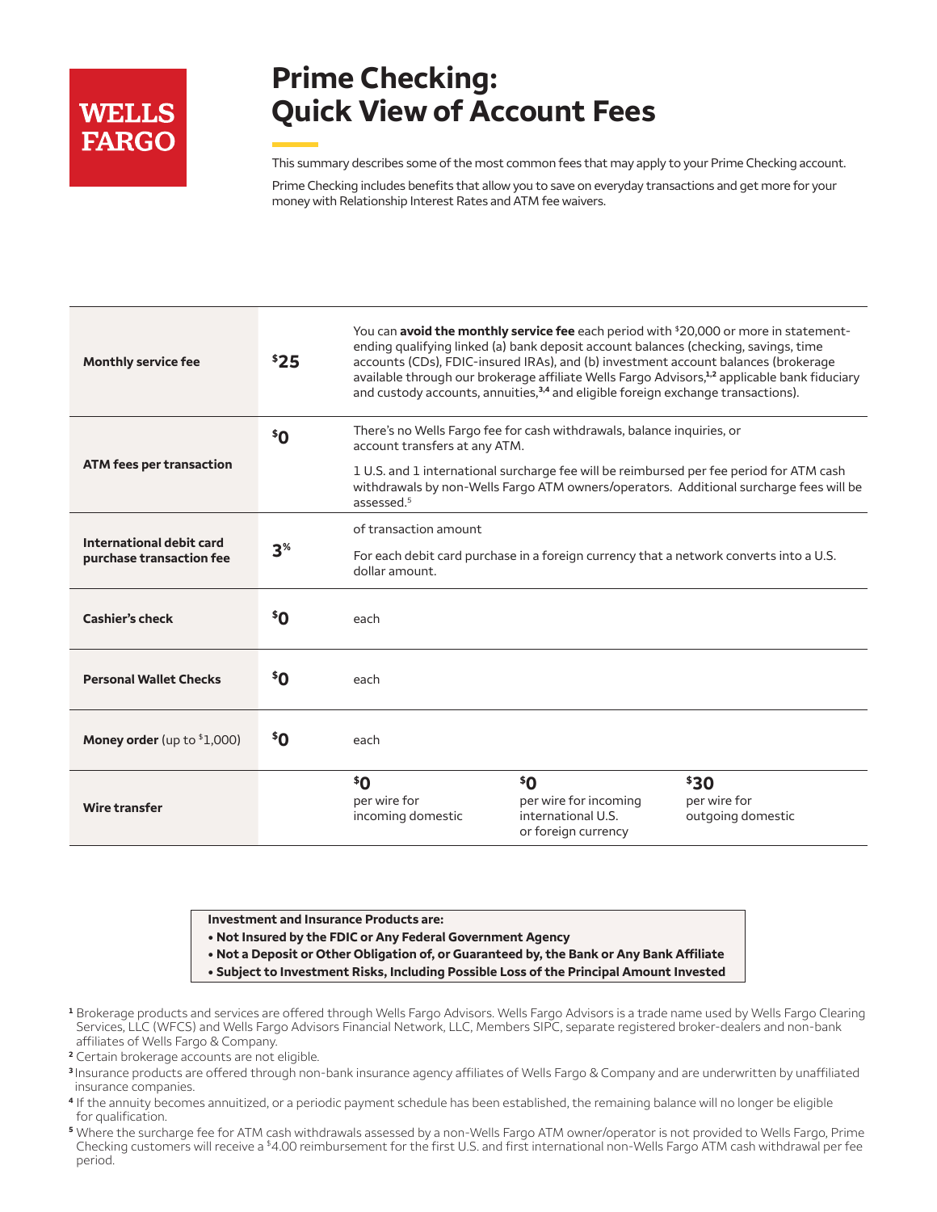WELLS FARGO

# Prime Checking: Quick View of Account Fees

This summary describes some of the most common fees that may apply to your Prime Checking account.

Prime Checking includes benefits that allow you to save on everyday transactions and get more for your money with Relationship Interest Rates and ATM fee waivers.

| | | | | |
|---|---|---|---|---|
| **Monthly service fee** | $25 | You can **avoid the monthly service fee** each period with $20,000 or more in statement-ending qualifying linked (a) bank deposit account balances (checking, savings, time accounts (CDs), FDIC-insured IRAs), and (b) investment account balances (brokerage available through our brokerage affiliate Wells Fargo Advisors,[1,2] applicable bank fiduciary and custody accounts, annuities,[3,4] and eligible foreign exchange transactions). | | |
| **ATM fees per transaction** | $0 | There's no Wells Fargo fee for cash withdrawals, balance inquiries, or account transfers at any ATM. 1 U.S. and 1 international surcharge fee will be reimbursed per fee period for ATM cash withdrawals by non-Wells Fargo ATM owners/operators. Additional surcharge fees will be assessed.[5] | | |
| **International debit card purchase transaction fee** | 3% | of transaction amount. For each debit card purchase in a foreign currency that a network converts into a U.S. dollar amount. | | |
| **Cashier's check** | $0 | each | | |
| **Personal Wallet Checks** | $0 | each | | |
| **Money order** (up to $1,000) | $0 | each | | |
| **Wire transfer** | | $0 per wire for incoming domestic | $0 per wire for incoming international U.S. or foreign currency | $30 per wire for outgoing domestic |

**Investment and Insurance Products are:**
- **Not Insured by the FDIC or Any Federal Government Agency**
- **Not a Deposit or Other Obligation of, or Guaranteed by, the Bank or Any Bank Affiliate**
- **Subject to Investment Risks, Including Possible Loss of the Principal Amount Invested**

[1] Brokerage products and services are offered through Wells Fargo Advisors. Wells Fargo Advisors is a trade name used by Wells Fargo Clearing Services, LLC (WFCS) and Wells Fargo Advisors Financial Network, LLC, Members SIPC, separate registered broker-dealers and non-bank affiliates of Wells Fargo & Company.

[2] Certain brokerage accounts are not eligible.

[3] Insurance products are offered through non-bank insurance agency affiliates of Wells Fargo & Company and are underwritten by unaffiliated insurance companies.

[4] If the annuity becomes annuitized, or a periodic payment schedule has been established, the remaining balance will no longer be eligible for qualification.

[5] Where the surcharge fee for ATM cash withdrawals assessed by a non-Wells Fargo ATM owner/operator is not provided to Wells Fargo, Prime Checking customers will receive a $4.00 reimbursement for the first U.S. and first international non-Wells Fargo ATM cash withdrawal per fee period.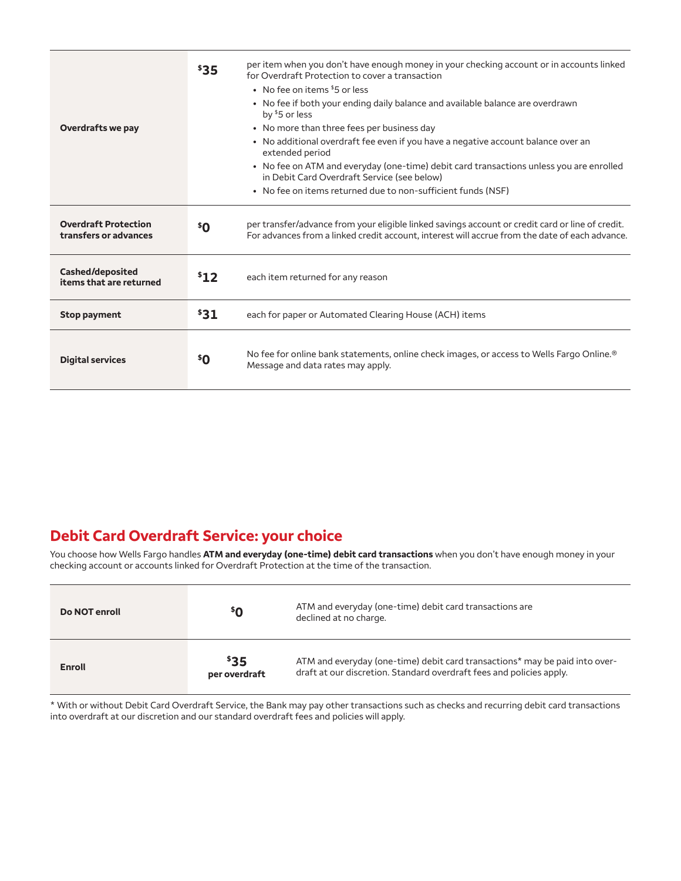| | | |
|---|---|---|
| **Overdrafts we pay** | $35 | per item when you don't have enough money in your checking account or in accounts linked for Overdraft Protection to cover a transaction<br>• No fee on items $5 or less<br>• No fee if both your ending daily balance and available balance are overdrawn by $5 or less<br>• No more than three fees per business day<br>• No additional overdraft fee even if you have a negative account balance over an extended period<br>• No fee on ATM and everyday (one-time) debit card transactions unless you are enrolled in Debit Card Overdraft Service (see below)<br>• No fee on items returned due to non-sufficient funds (NSF) |
| **Overdraft Protection transfers or advances** | $0 | per transfer/advance from your eligible linked savings account or credit card or line of credit. For advances from a linked credit account, interest will accrue from the date of each advance. |
| **Cashed/deposited items that are returned** | $12 | each item returned for any reason |
| **Stop payment** | $31 | each for paper or Automated Clearing House (ACH) items |
| **Digital services** | $0 | No fee for online bank statements, online check images, or access to Wells Fargo Online.® Message and data rates may apply. |

## Debit Card Overdraft Service: your choice

You choose how Wells Fargo handles **ATM and everyday (one-time) debit card transactions** when you don't have enough money in your checking account or accounts linked for Overdraft Protection at the time of the transaction.

| | | |
|---|---|---|
| **Do NOT enroll** | $0 | ATM and everyday (one-time) debit card transactions are declined at no charge. |
| **Enroll** | $35 **per overdraft** | ATM and everyday (one-time) debit card transactions* may be paid into overdraft at our discretion. Standard overdraft fees and policies apply. |

* With or without Debit Card Overdraft Service, the Bank may pay other transactions such as checks and recurring debit card transactions into overdraft at our discretion and our standard overdraft fees and policies will apply.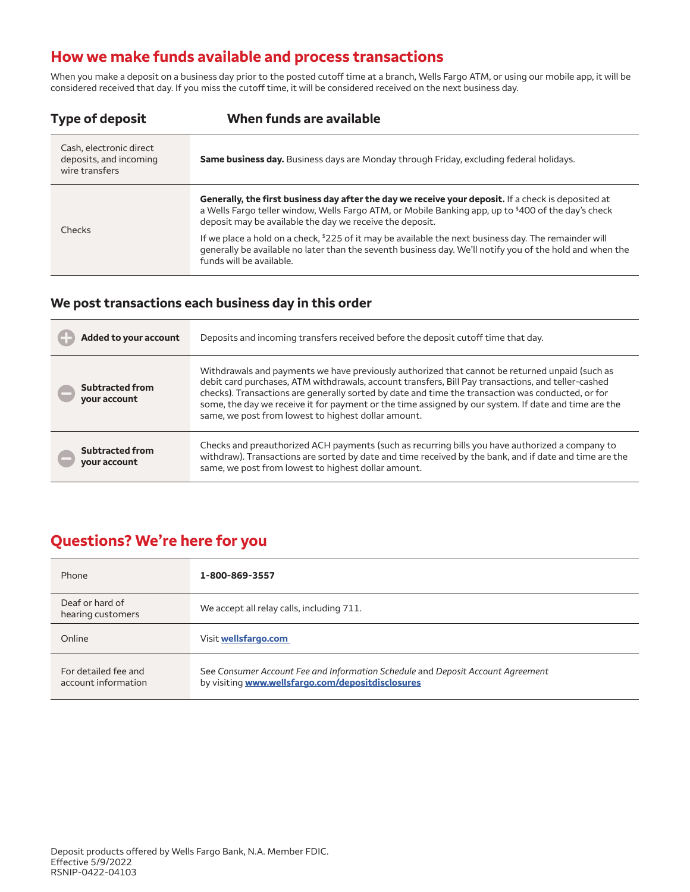## How we make funds available and process transactions

When you make a deposit on a business day prior to the posted cutoff time at a branch, Wells Fargo ATM, or using our mobile app, it will be considered received that day. If you miss the cutoff time, it will be considered received on the next business day.

| Type of deposit | When funds are available |
|---|---|
| Cash, electronic direct deposits, and incoming wire transfers | **Same business day.** Business days are Monday through Friday, excluding federal holidays. |
| Checks | **Generally, the first business day after the day we receive your deposit.** If a check is deposited at a Wells Fargo teller window, Wells Fargo ATM, or Mobile Banking app, up to $400 of the day's check deposit may be available the day we receive the deposit.<br><br>If we place a hold on a check, $225 of it may be available the next business day. The remainder will generally be available no later than the seventh business day. We'll notify you of the hold and when the funds will be available. |

### We post transactions each business day in this order

| | |
|---|---|
| **Added to your account** | Deposits and incoming transfers received before the deposit cutoff time that day. |
| **Subtracted from your account** | Withdrawals and payments we have previously authorized that cannot be returned unpaid (such as debit card purchases, ATM withdrawals, account transfers, Bill Pay transactions, and teller-cashed checks). Transactions are generally sorted by date and time the transaction was conducted, or for some, the day we receive it for payment or the time assigned by our system. If date and time are the same, we post from lowest to highest dollar amount. |
| **Subtracted from your account** | Checks and preauthorized ACH payments (such as recurring bills you have authorized a company to withdraw). Transactions are sorted by date and time received by the bank, and if date and time are the same, we post from lowest to highest dollar amount. |

## Questions? We're here for you

| | |
|---|---|
| Phone | **1-800-869-3557** |
| Deaf or hard of hearing customers | We accept all relay calls, including 711. |
| Online | Visit **wellsfargo.com** |
| For detailed fee and account information | See *Consumer Account Fee and Information Schedule* and *Deposit Account Agreement* by visiting **www.wellsfargo.com/depositdisclosures** |

Deposit products offered by Wells Fargo Bank, N.A. Member FDIC.
Effective 5/9/2022
RSNIP-0422-04103